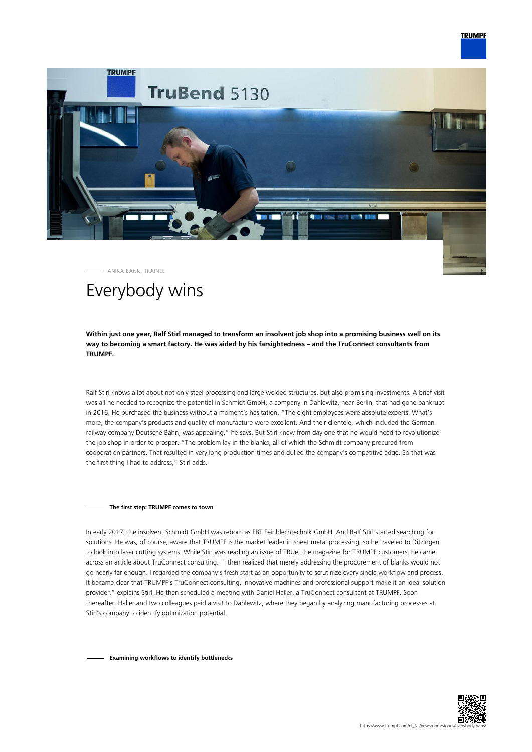ANIKA BANK, TRAINEE

# Everybody wins

**Within just one year, Ralf Stirl managed to transform an insolvent job shop into a promising business well on its way to becoming a smart factory. He was aided by his farsightedness – and the TruConnect consultants from TRUMPF.**

Ralf Stirl knows a lot about not only steel processing and large welded structures, but also promising investments. A brief visit was all he needed to recognize the potential in Schmidt GmbH, a company in Dahlewitz, near Berlin, that had gone bankrupt in 2016. He purchased the business without a moment's hesitation. "The eight employees were absolute experts. What's more, the company's products and quality of manufacture were excellent. And their clientele, which included the German railway company Deutsche Bahn, was appealing," he says. But Stirl knew from day one that he would need to revolutionize the job shop in order to prosper. "The problem lay in the blanks, all of which the Schmidt company procured from cooperation partners. That resulted in very long production times and dulled the company's competitive edge. So that was the first thing I had to address," Stirl adds.

## The first step: TRUMPF comes to town

In early 2017, the insolvent Schmidt GmbH was reborn as FBT Feinblechtechnik GmbH. And Ralf Stirl started searching for solutions. He was, of course, aware that TRUMPF is the market leader in sheet metal processing, so he traveled to Ditzingen to look into laser cutting systems. While Stirl was reading an issue of TRUe, the magazine for TRUMPF customers, he came across an article about TruConnect consulting. "I then realized that merely addressing the procurement of blanks would not go nearly far enough. I regarded the company's fresh start as an opportunity to scrutinize every single workflow and process. It became clear that TRUMPF's TruConnect consulting, innovative machines and professional support make it an ideal solution provider," explains Stirl. He then scheduled a meeting with Daniel Haller, a TruConnect consultant at TRUMPF. Soon thereafter, Haller and two colleagues paid a visit to Dahlewitz, where they began by analyzing manufacturing processes at Stirl's company to identify optimization potential.

## Examining workflows to identify bottlenecks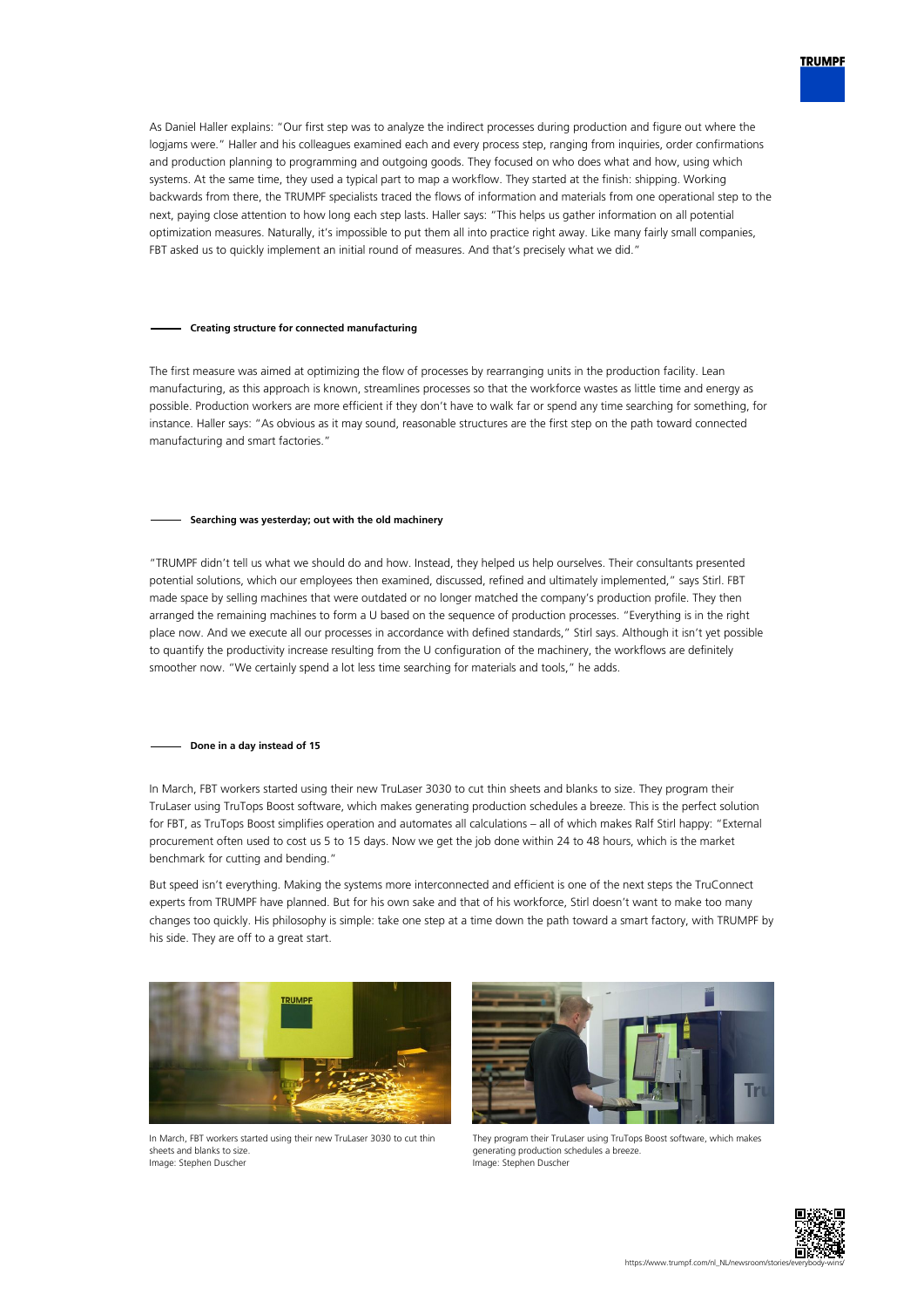As Daniel Haller explains: "Our first step was to analyze the indirect processes during production and figure out where the logjams were." Haller and his colleagues examined each and every process step, ranging from inquiries, order confirmations and production planning to programming and outgoing goods. They focused on who does what and how, using which systems. At the same time, they used a typical part to map a workflow. They started at the finish: shipping. Working backwards from there, the TRUMPF specialists traced the flows of information and materials from one operational step to the next, paying close attention to how long each step lasts. Haller says: "This helps us gather information on all potential optimization measures. Naturally, it's impossible to put them all into practice right away. Like many fairly small companies, FBT asked us to quickly implement an initial round of measures. And that's precisely what we did."

## Creating structure for connected manufacturing

The first measure was aimed at optimizing the flow of processes by rearranging units in the production facility. Lean manufacturing, as this approach is known, streamlines processes so that the workforce wastes as little time and energy as possible. Production workers are more efficient if they don't have to walk far or spend any time searching for something, for instance. Haller says: "As obvious as it may sound, reasonable structures are the first step on the path toward connected manufacturing and smart factories."

## Searching was yesterday; out with the old machinery

"TRUMPF didn't tell us what we should do and how. Instead, they helped us help ourselves. Their consultants presented potential solutions, which our employees then examined, discussed, refined and ultimately implemented," says Stirl. FBT made space by selling machines that were outdated or no longer matched the company's production profile. They then arranged the remaining machines to form a U based on the sequence of production processes. "Everything is in the right place now. And we execute all our processes in accordance with defined standards," Stirl says. Although it isn't yet possible to quantify the productivity increase resulting from the U configuration of the machinery, the workflows are definitely smoother now. "We certainly spend a lot less time searching for materials and tools," he adds.

## Done in a day instead of 15

In March, FBT workers started using their new TruLaser 3030 to cut thin sheets and blanks to size. They program their TruLaser using TruTops Boost software, which makes generating production schedules a breeze. This is the perfect solution for FBT, as TruTops Boost simplifies operation and automates all calculations – all of which makes Ralf Stirl happy: "External procurement often used to cost us 5 to 15 days. Now we get the job done within 24 to 48 hours, which is the market benchmark for cutting and bending."

But speed isn't everything. Making the systems more interconnected and efficient is one of the next steps the TruConnect experts from TRUMPF have planned. But for his own sake and that of his workforce, Stirl doesn't want to make too many changes too quickly. His philosophy is simple: take one step at a time down the path toward a smart factory, with TRUMPF by his side. They are off to a great start.

In March, FBT workers started using their new TruLaser 3030 to cut thin sheets and blanks to size.
Image: Stephen Duscher

They program their TruLaser using TruTops Boost software, which makes generating production schedules a breeze.
Image: Stephen Duscher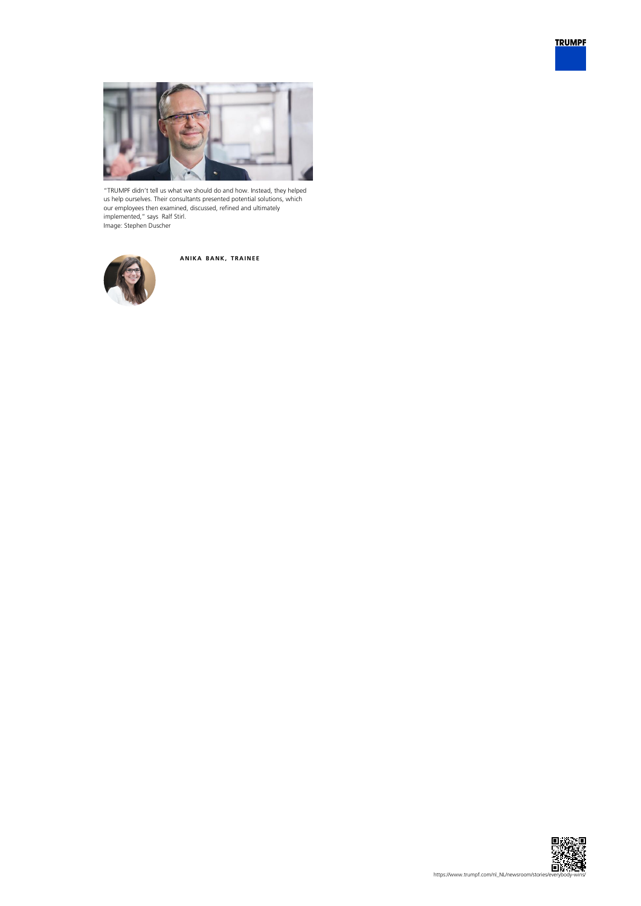"TRUMPF didn't tell us what we should do and how. Instead, they helped us help ourselves. Their consultants presented potential solutions, which our employees then examined, discussed, refined and ultimately implemented," says Ralf Stirl.
Image: Stephen Duscher

**ANIKA BANK, TRAINEE**